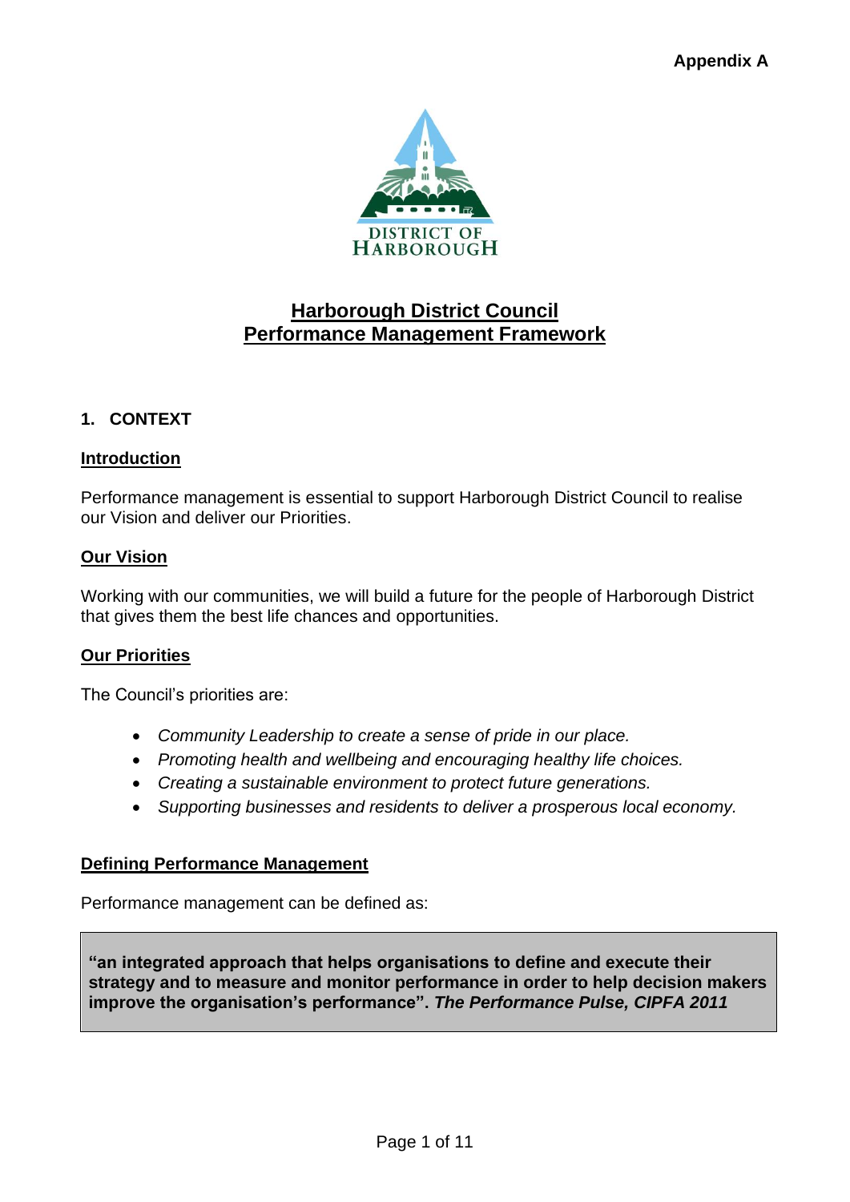**Appendix A**

DISTRICT OF HARBOROUGH

# Harborough District Council
# Performance Management Framework

## 1. CONTEXT

### Introduction

Performance management is essential to support Harborough District Council to realise our Vision and deliver our Priorities.

### Our Vision

Working with our communities, we will build a future for the people of Harborough District that gives them the best life chances and opportunities.

### Our Priorities

The Council's priorities are:

- *Community Leadership to create a sense of pride in our place.*
- *Promoting health and wellbeing and encouraging healthy life choices.*
- *Creating a sustainable environment to protect future generations.*
- *Supporting businesses and residents to deliver a prosperous local economy.*

### Defining Performance Management

Performance management can be defined as:

> **"an integrated approach that helps organisations to define and execute their strategy and to measure and monitor performance in order to help decision makers improve the organisation's performance".** ***The Performance Pulse, CIPFA 2011***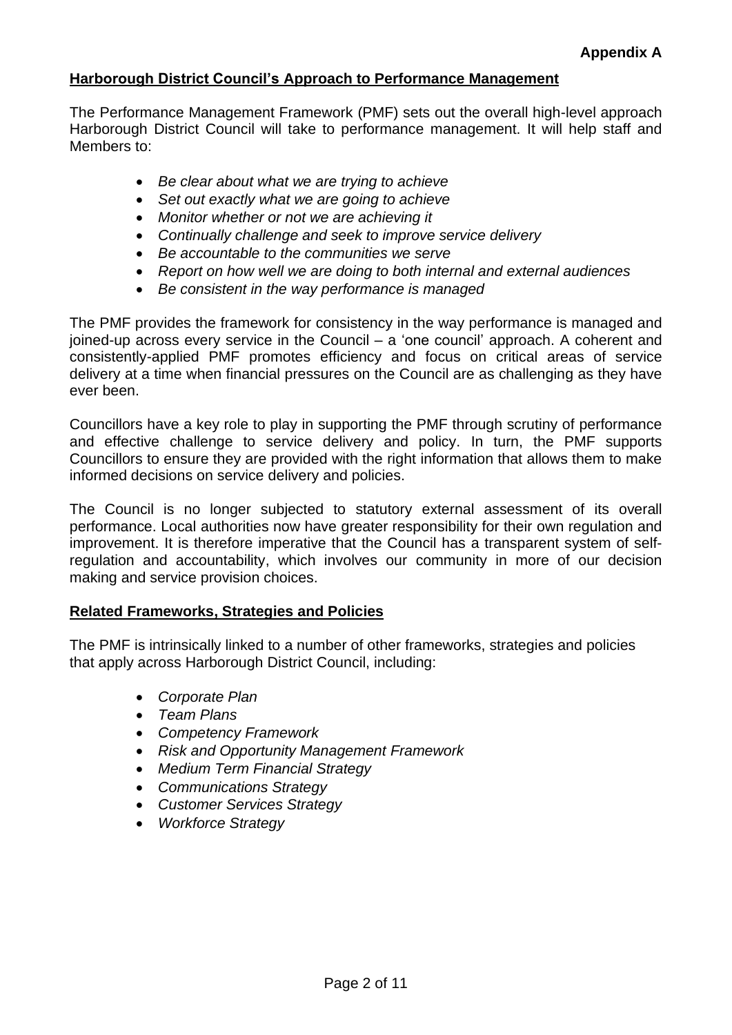**Appendix A**

## Harborough District Council's Approach to Performance Management

The Performance Management Framework (PMF) sets out the overall high-level approach Harborough District Council will take to performance management. It will help staff and Members to:

- *Be clear about what we are trying to achieve*
- *Set out exactly what we are going to achieve*
- *Monitor whether or not we are achieving it*
- *Continually challenge and seek to improve service delivery*
- *Be accountable to the communities we serve*
- *Report on how well we are doing to both internal and external audiences*
- *Be consistent in the way performance is managed*

The PMF provides the framework for consistency in the way performance is managed and joined-up across every service in the Council – a 'one council' approach. A coherent and consistently-applied PMF promotes efficiency and focus on critical areas of service delivery at a time when financial pressures on the Council are as challenging as they have ever been.

Councillors have a key role to play in supporting the PMF through scrutiny of performance and effective challenge to service delivery and policy. In turn, the PMF supports Councillors to ensure they are provided with the right information that allows them to make informed decisions on service delivery and policies.

The Council is no longer subjected to statutory external assessment of its overall performance. Local authorities now have greater responsibility for their own regulation and improvement. It is therefore imperative that the Council has a transparent system of self-regulation and accountability, which involves our community in more of our decision making and service provision choices.

## Related Frameworks, Strategies and Policies

The PMF is intrinsically linked to a number of other frameworks, strategies and policies that apply across Harborough District Council, including:

- *Corporate Plan*
- *Team Plans*
- *Competency Framework*
- *Risk and Opportunity Management Framework*
- *Medium Term Financial Strategy*
- *Communications Strategy*
- *Customer Services Strategy*
- *Workforce Strategy*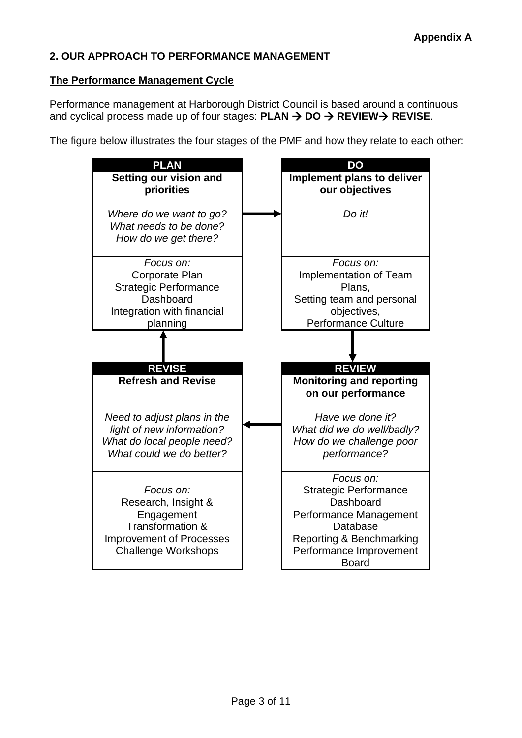**Appendix A**

## 2. OUR APPROACH TO PERFORMANCE MANAGEMENT

### The Performance Management Cycle

Performance management at Harborough District Council is based around a continuous and cyclical process made up of four stages: **PLAN → DO → REVIEW→ REVISE**.

The figure below illustrates the four stages of the PMF and how they relate to each other:

| PLAN | DO |
|---|---|
| **Setting our vision and priorities**<br><br>*Where do we want to go?*<br>*What needs to be done?*<br>*How do we get there?* | **Implement plans to deliver our objectives**<br><br>*Do it!* |
| *Focus on:*<br>Corporate Plan<br>Strategic Performance Dashboard<br>Integration with financial planning | *Focus on:*<br>Implementation of Team Plans,<br>Setting team and personal objectives,<br>Performance Culture |

| REVISE | REVIEW |
|---|---|
| **Refresh and Revise**<br><br>*Need to adjust plans in the light of new information?*<br>*What do local people need?*<br>*What could we do better?* | **Monitoring and reporting on our performance**<br><br>*Have we done it?*<br>*What did we do well/badly?*<br>*How do we challenge poor performance?* |
| *Focus on:*<br>Research, Insight & Engagement<br>Transformation & Improvement of Processes<br>Challenge Workshops | *Focus on:*<br>Strategic Performance Dashboard<br>Performance Management Database<br>Reporting & Benchmarking<br>Performance Improvement Board |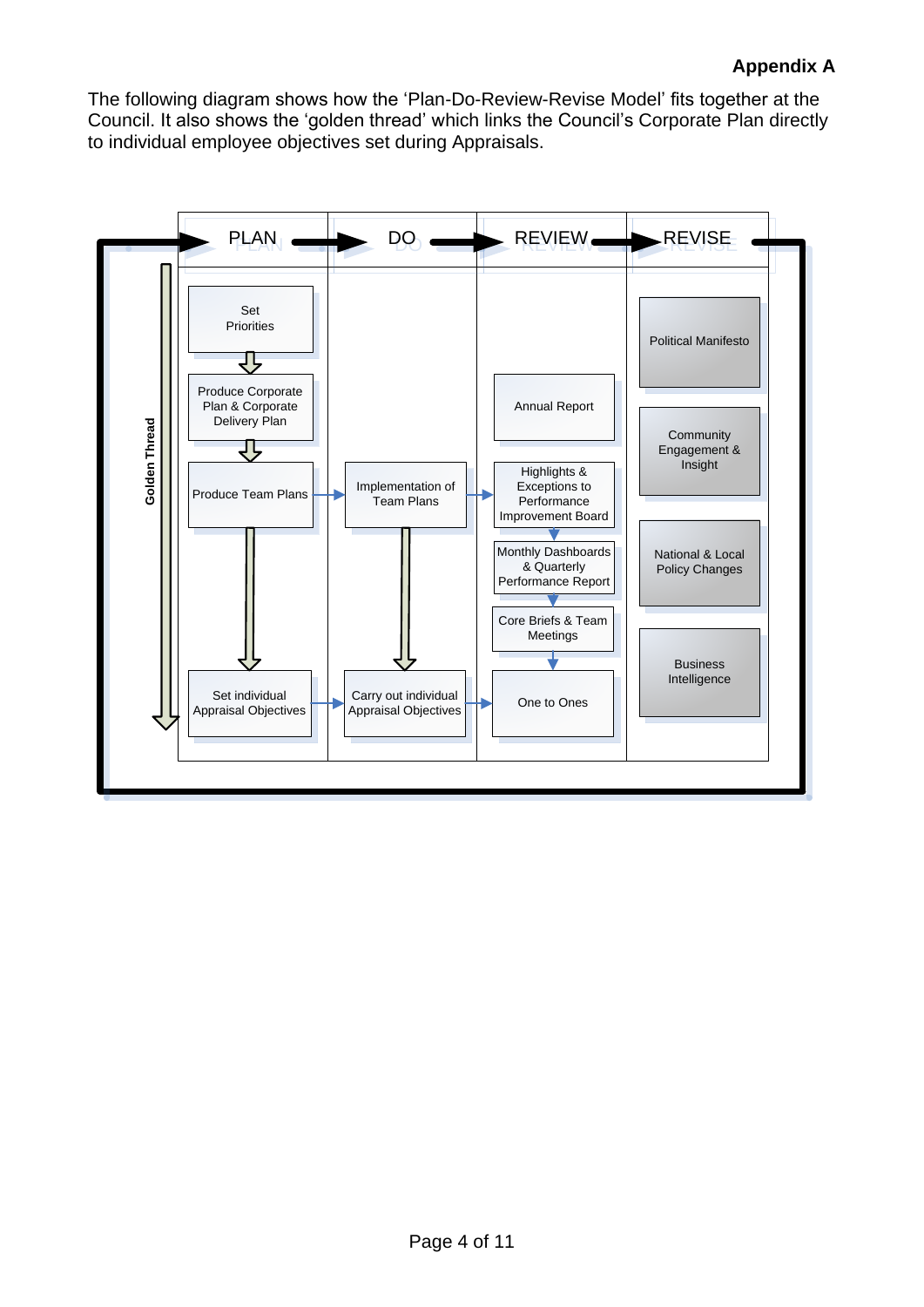**Appendix A**

The following diagram shows how the 'Plan-Do-Review-Revise Model' fits together at the Council. It also shows the 'golden thread' which links the Council's Corporate Plan directly to individual employee objectives set during Appraisals.

| PLAN | DO | REVIEW | REVISE |
|---|---|---|---|
| Set Priorities | | | Political Manifesto |
| Produce Corporate Plan & Corporate Delivery Plan | | Annual Report | Community Engagement & Insight |
| Produce Team Plans | Implementation of Team Plans | Highlights & Exceptions to Performance Improvement Board | |
| | | Monthly Dashboards & Quarterly Performance Report | National & Local Policy Changes |
| | | Core Briefs & Team Meetings | Business Intelligence |
| Set individual Appraisal Objectives | Carry out individual Appraisal Objectives | One to Ones | |

Golden Thread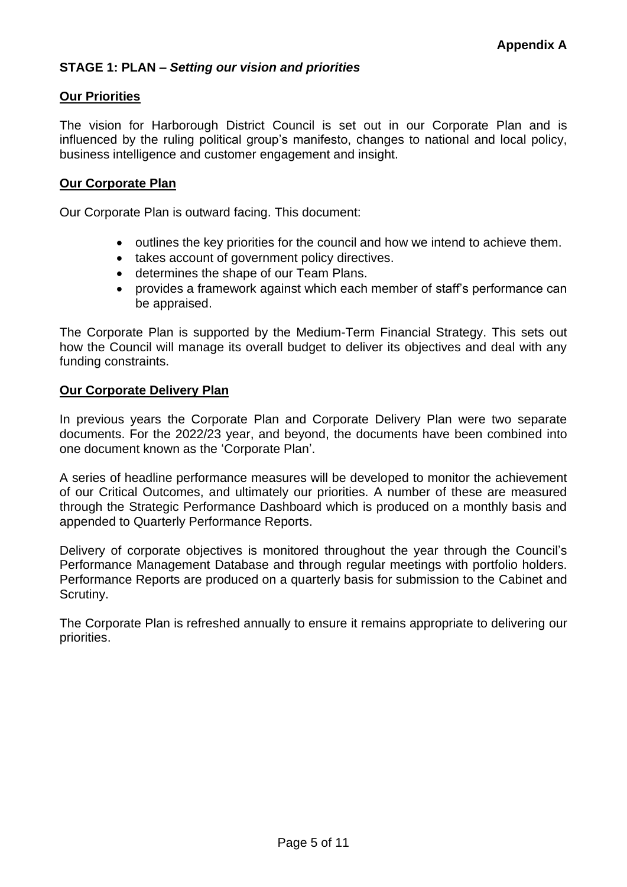**Appendix A**

## STAGE 1: PLAN – *Setting our vision and priorities*

### Our Priorities

The vision for Harborough District Council is set out in our Corporate Plan and is influenced by the ruling political group's manifesto, changes to national and local policy, business intelligence and customer engagement and insight.

### Our Corporate Plan

Our Corporate Plan is outward facing. This document:

- outlines the key priorities for the council and how we intend to achieve them.
- takes account of government policy directives.
- determines the shape of our Team Plans.
- provides a framework against which each member of staff's performance can be appraised.

The Corporate Plan is supported by the Medium-Term Financial Strategy. This sets out how the Council will manage its overall budget to deliver its objectives and deal with any funding constraints.

### Our Corporate Delivery Plan

In previous years the Corporate Plan and Corporate Delivery Plan were two separate documents. For the 2022/23 year, and beyond, the documents have been combined into one document known as the 'Corporate Plan'.

A series of headline performance measures will be developed to monitor the achievement of our Critical Outcomes, and ultimately our priorities. A number of these are measured through the Strategic Performance Dashboard which is produced on a monthly basis and appended to Quarterly Performance Reports.

Delivery of corporate objectives is monitored throughout the year through the Council's Performance Management Database and through regular meetings with portfolio holders. Performance Reports are produced on a quarterly basis for submission to the Cabinet and Scrutiny.

The Corporate Plan is refreshed annually to ensure it remains appropriate to delivering our priorities.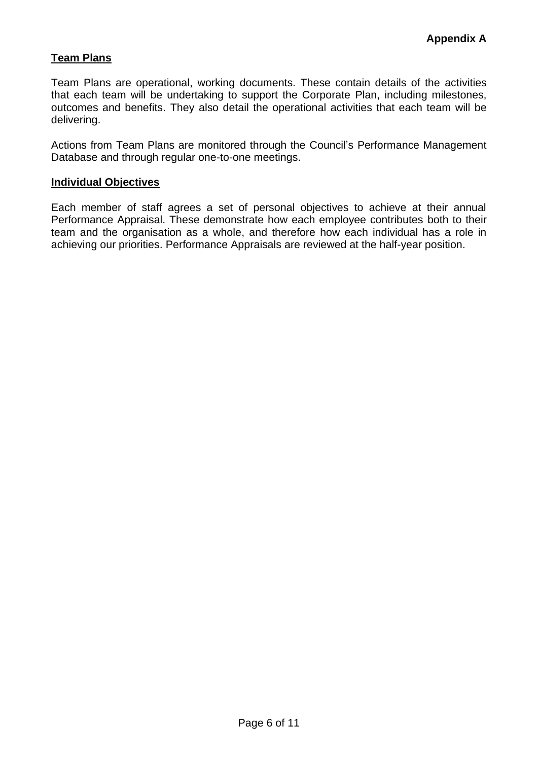**Appendix A**

## Team Plans

Team Plans are operational, working documents. These contain details of the activities that each team will be undertaking to support the Corporate Plan, including milestones, outcomes and benefits. They also detail the operational activities that each team will be delivering.

Actions from Team Plans are monitored through the Council's Performance Management Database and through regular one-to-one meetings.

## Individual Objectives

Each member of staff agrees a set of personal objectives to achieve at their annual Performance Appraisal. These demonstrate how each employee contributes both to their team and the organisation as a whole, and therefore how each individual has a role in achieving our priorities. Performance Appraisals are reviewed at the half-year position.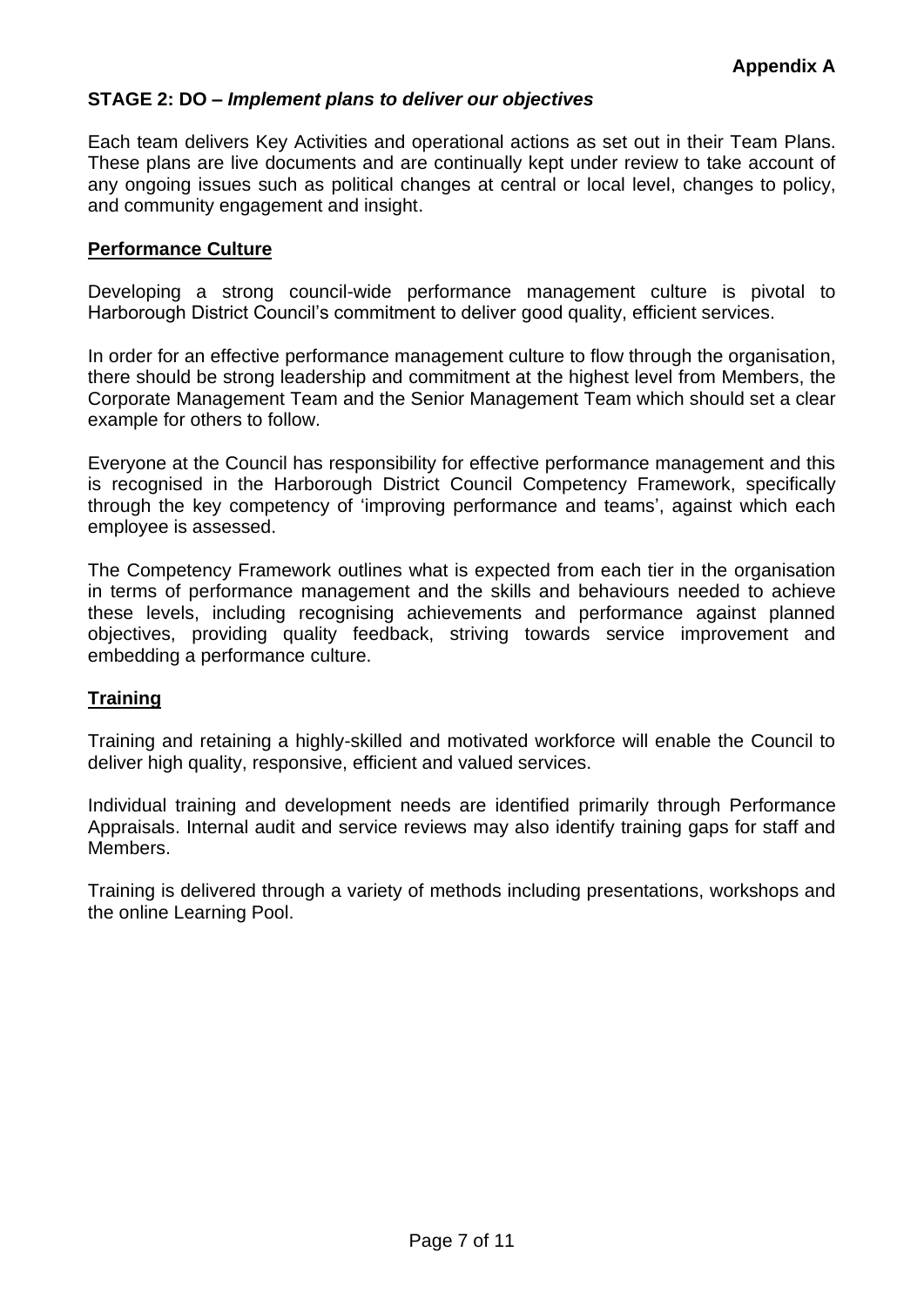**Appendix A**

## STAGE 2: DO – *Implement plans to deliver our objectives*

Each team delivers Key Activities and operational actions as set out in their Team Plans. These plans are live documents and are continually kept under review to take account of any ongoing issues such as political changes at central or local level, changes to policy, and community engagement and insight.

### Performance Culture

Developing a strong council-wide performance management culture is pivotal to Harborough District Council's commitment to deliver good quality, efficient services.

In order for an effective performance management culture to flow through the organisation, there should be strong leadership and commitment at the highest level from Members, the Corporate Management Team and the Senior Management Team which should set a clear example for others to follow.

Everyone at the Council has responsibility for effective performance management and this is recognised in the Harborough District Council Competency Framework, specifically through the key competency of 'improving performance and teams', against which each employee is assessed.

The Competency Framework outlines what is expected from each tier in the organisation in terms of performance management and the skills and behaviours needed to achieve these levels, including recognising achievements and performance against planned objectives, providing quality feedback, striving towards service improvement and embedding a performance culture.

### Training

Training and retaining a highly-skilled and motivated workforce will enable the Council to deliver high quality, responsive, efficient and valued services.

Individual training and development needs are identified primarily through Performance Appraisals. Internal audit and service reviews may also identify training gaps for staff and Members.

Training is delivered through a variety of methods including presentations, workshops and the online Learning Pool.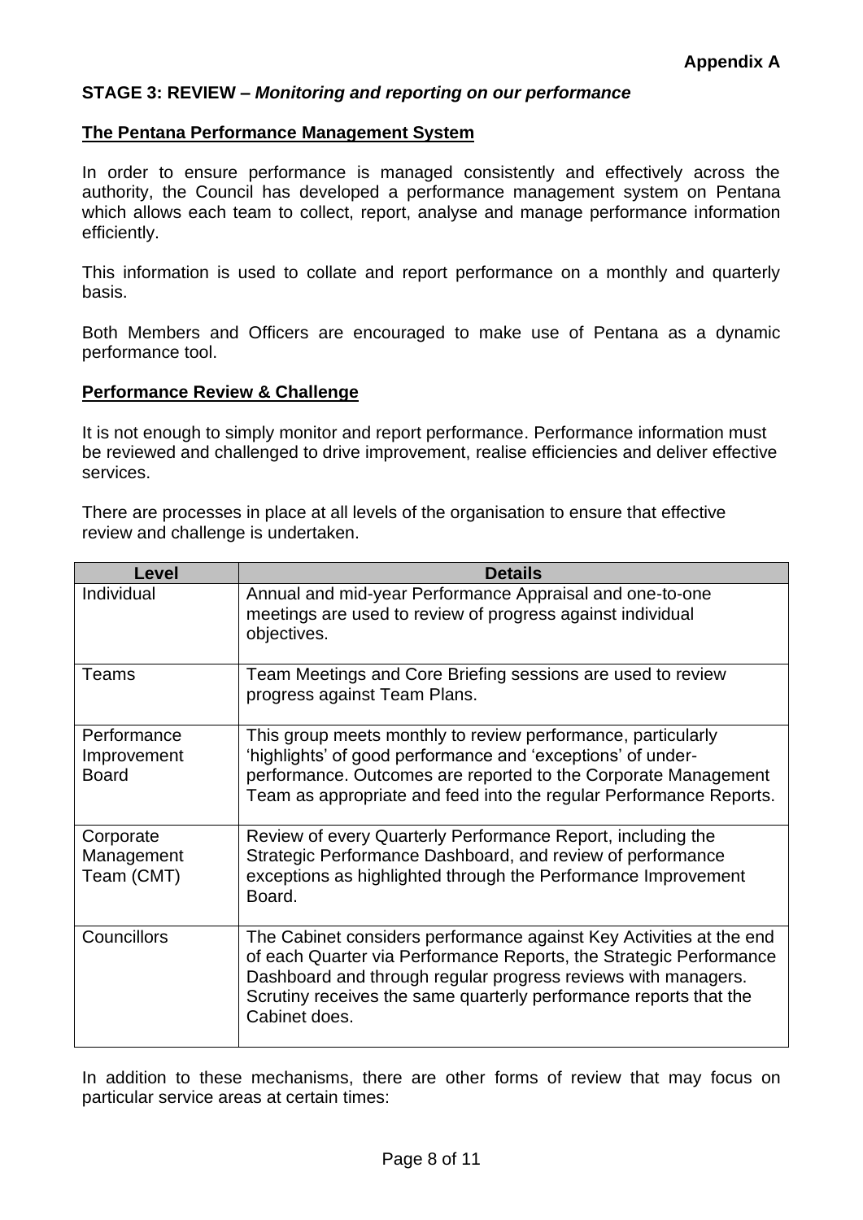**Appendix A**

## STAGE 3: REVIEW – *Monitoring and reporting on our performance*

### The Pentana Performance Management System

In order to ensure performance is managed consistently and effectively across the authority, the Council has developed a performance management system on Pentana which allows each team to collect, report, analyse and manage performance information efficiently.

This information is used to collate and report performance on a monthly and quarterly basis.

Both Members and Officers are encouraged to make use of Pentana as a dynamic performance tool.

### Performance Review & Challenge

It is not enough to simply monitor and report performance. Performance information must be reviewed and challenged to drive improvement, realise efficiencies and deliver effective services.

There are processes in place at all levels of the organisation to ensure that effective review and challenge is undertaken.

| Level | Details |
|---|---|
| Individual | Annual and mid-year Performance Appraisal and one-to-one meetings are used to review of progress against individual objectives. |
| Teams | Team Meetings and Core Briefing sessions are used to review progress against Team Plans. |
| Performance Improvement Board | This group meets monthly to review performance, particularly 'highlights' of good performance and 'exceptions' of under-performance. Outcomes are reported to the Corporate Management Team as appropriate and feed into the regular Performance Reports. |
| Corporate Management Team (CMT) | Review of every Quarterly Performance Report, including the Strategic Performance Dashboard, and review of performance exceptions as highlighted through the Performance Improvement Board. |
| Councillors | The Cabinet considers performance against Key Activities at the end of each Quarter via Performance Reports, the Strategic Performance Dashboard and through regular progress reviews with managers. Scrutiny receives the same quarterly performance reports that the Cabinet does. |

In addition to these mechanisms, there are other forms of review that may focus on particular service areas at certain times: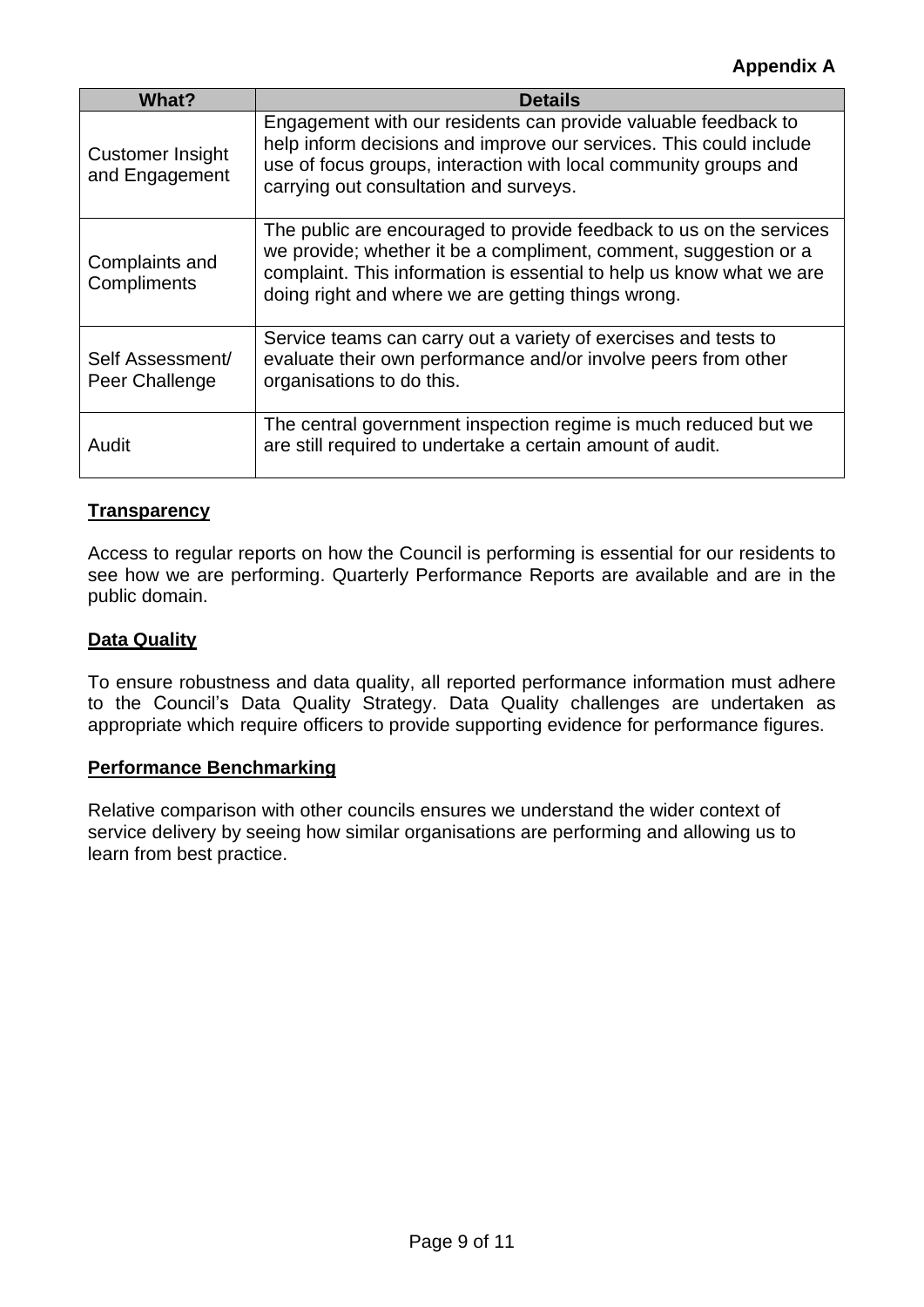**Appendix A**

| What? | Details |
| --- | --- |
| Customer Insight and Engagement | Engagement with our residents can provide valuable feedback to help inform decisions and improve our services. This could include use of focus groups, interaction with local community groups and carrying out consultation and surveys. |
| Complaints and Compliments | The public are encouraged to provide feedback to us on the services we provide; whether it be a compliment, comment, suggestion or a complaint. This information is essential to help us know what we are doing right and where we are getting things wrong. |
| Self Assessment/ Peer Challenge | Service teams can carry out a variety of exercises and tests to evaluate their own performance and/or involve peers from other organisations to do this. |
| Audit | The central government inspection regime is much reduced but we are still required to undertake a certain amount of audit. |

**Transparency**

Access to regular reports on how the Council is performing is essential for our residents to see how we are performing. Quarterly Performance Reports are available and are in the public domain.

**Data Quality**

To ensure robustness and data quality, all reported performance information must adhere to the Council's Data Quality Strategy. Data Quality challenges are undertaken as appropriate which require officers to provide supporting evidence for performance figures.

**Performance Benchmarking**

Relative comparison with other councils ensures we understand the wider context of service delivery by seeing how similar organisations are performing and allowing us to learn from best practice.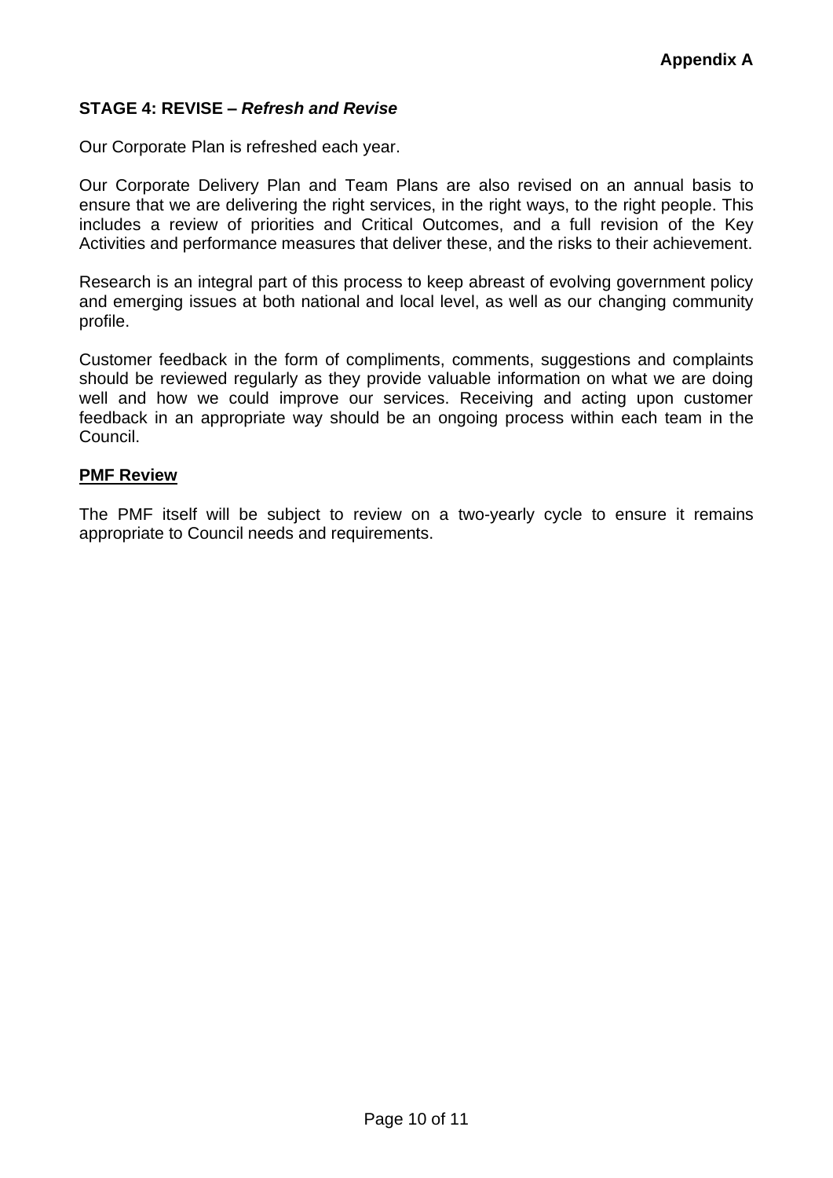**Appendix A**

## STAGE 4: REVISE – *Refresh and Revise*

Our Corporate Plan is refreshed each year.

Our Corporate Delivery Plan and Team Plans are also revised on an annual basis to ensure that we are delivering the right services, in the right ways, to the right people. This includes a review of priorities and Critical Outcomes, and a full revision of the Key Activities and performance measures that deliver these, and the risks to their achievement.

Research is an integral part of this process to keep abreast of evolving government policy and emerging issues at both national and local level, as well as our changing community profile.

Customer feedback in the form of compliments, comments, suggestions and complaints should be reviewed regularly as they provide valuable information on what we are doing well and how we could improve our services. Receiving and acting upon customer feedback in an appropriate way should be an ongoing process within each team in the Council.

### PMF Review

The PMF itself will be subject to review on a two-yearly cycle to ensure it remains appropriate to Council needs and requirements.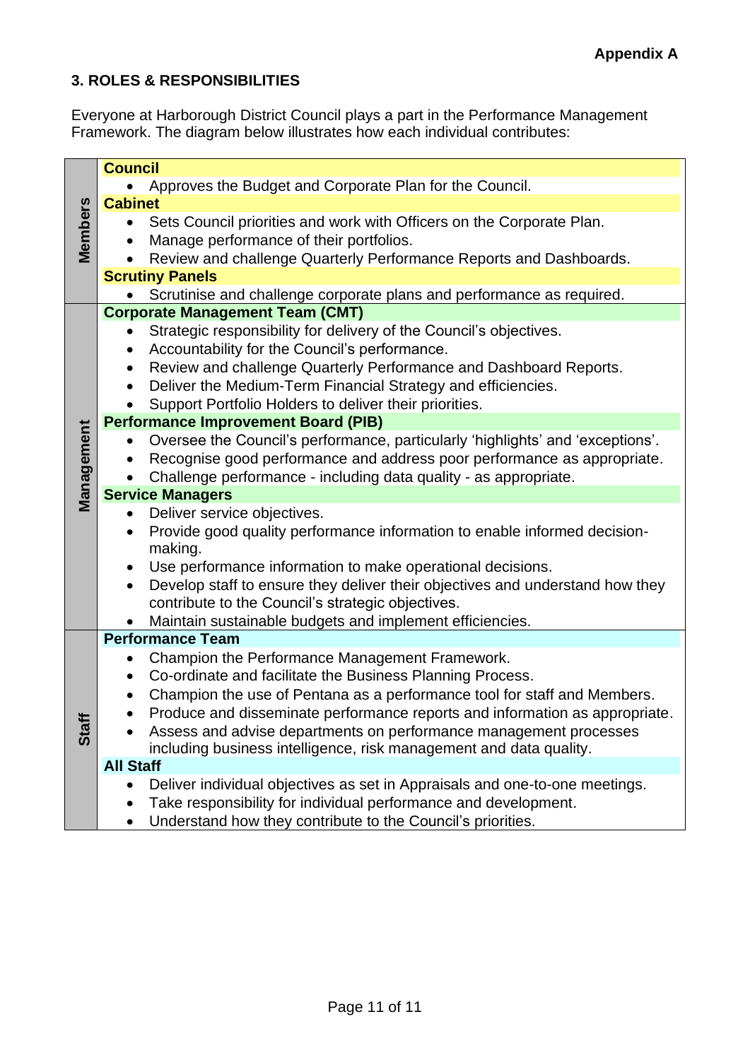Appendix A

## 3. ROLES & RESPONSIBILITIES

Everyone at Harborough District Council plays a part in the Performance Management Framework. The diagram below illustrates how each individual contributes:

| | |
|---|---|
| **Members** | **Council**<br>• Approves the Budget and Corporate Plan for the Council.<br>**Cabinet**<br>• Sets Council priorities and work with Officers on the Corporate Plan.<br>• Manage performance of their portfolios.<br>• Review and challenge Quarterly Performance Reports and Dashboards.<br>**Scrutiny Panels**<br>• Scrutinise and challenge corporate plans and performance as required. |
| **Management** | **Corporate Management Team (CMT)**<br>• Strategic responsibility for delivery of the Council's objectives.<br>• Accountability for the Council's performance.<br>• Review and challenge Quarterly Performance and Dashboard Reports.<br>• Deliver the Medium-Term Financial Strategy and efficiencies.<br>• Support Portfolio Holders to deliver their priorities.<br>**Performance Improvement Board (PIB)**<br>• Oversee the Council's performance, particularly 'highlights' and 'exceptions'.<br>• Recognise good performance and address poor performance as appropriate.<br>• Challenge performance - including data quality - as appropriate.<br>**Service Managers**<br>• Deliver service objectives.<br>• Provide good quality performance information to enable informed decision-making.<br>• Use performance information to make operational decisions.<br>• Develop staff to ensure they deliver their objectives and understand how they contribute to the Council's strategic objectives.<br>• Maintain sustainable budgets and implement efficiencies. |
| **Staff** | **Performance Team**<br>• Champion the Performance Management Framework.<br>• Co-ordinate and facilitate the Business Planning Process.<br>• Champion the use of Pentana as a performance tool for staff and Members.<br>• Produce and disseminate performance reports and information as appropriate.<br>• Assess and advise departments on performance management processes including business intelligence, risk management and data quality.<br>**All Staff**<br>• Deliver individual objectives as set in Appraisals and one-to-one meetings.<br>• Take responsibility for individual performance and development.<br>• Understand how they contribute to the Council's priorities. |